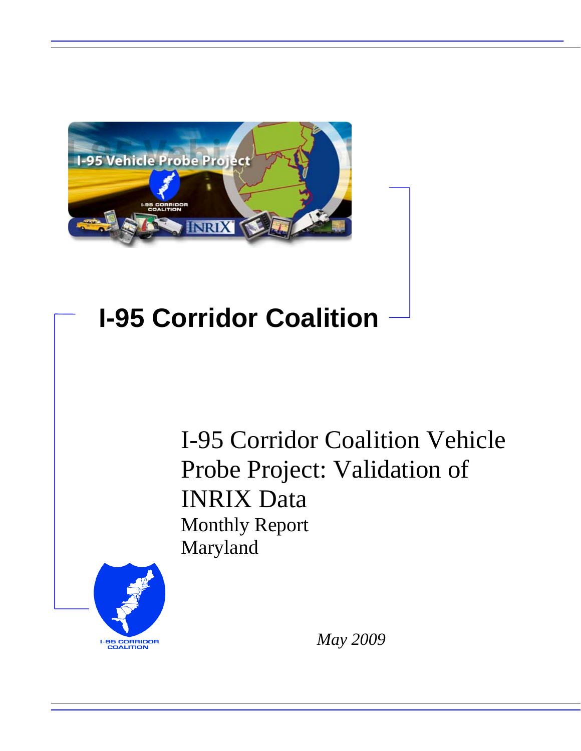# I-95 Corridor Coalition

I-95 Corridor Coalition Vehicle Probe Project: Validation of INRIX Data

Monthly Report

Maryland

*May 2009*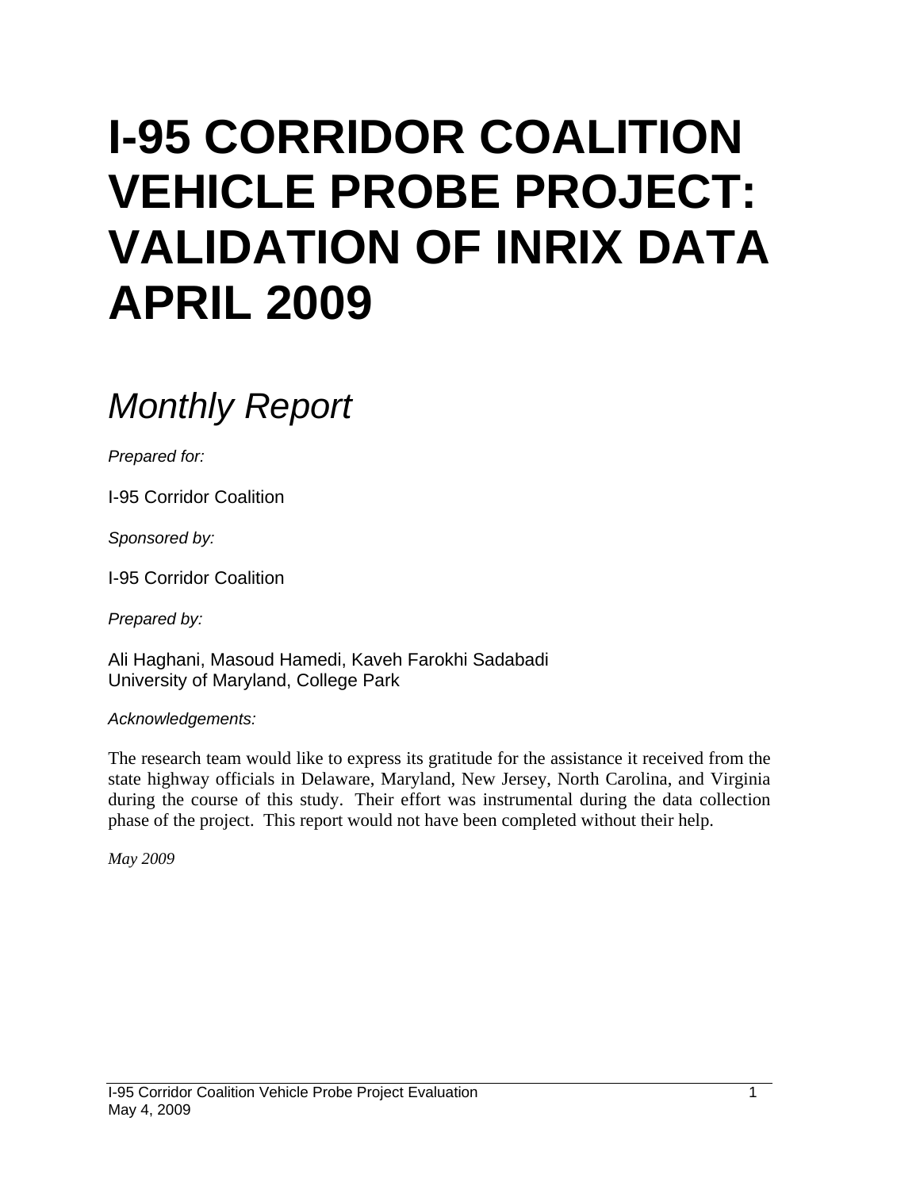# I-95 CORRIDOR COALITION VEHICLE PROBE PROJECT: VALIDATION OF INRIX DATA APRIL 2009

## *Monthly Report*

*Prepared for:*

I-95 Corridor Coalition

*Sponsored by:*

I-95 Corridor Coalition

*Prepared by:*

Ali Haghani, Masoud Hamedi, Kaveh Farokhi Sadabadi
University of Maryland, College Park

*Acknowledgements:*

The research team would like to express its gratitude for the assistance it received from the state highway officials in Delaware, Maryland, New Jersey, North Carolina, and Virginia during the course of this study. Their effort was instrumental during the data collection phase of the project. This report would not have been completed without their help.

*May 2009*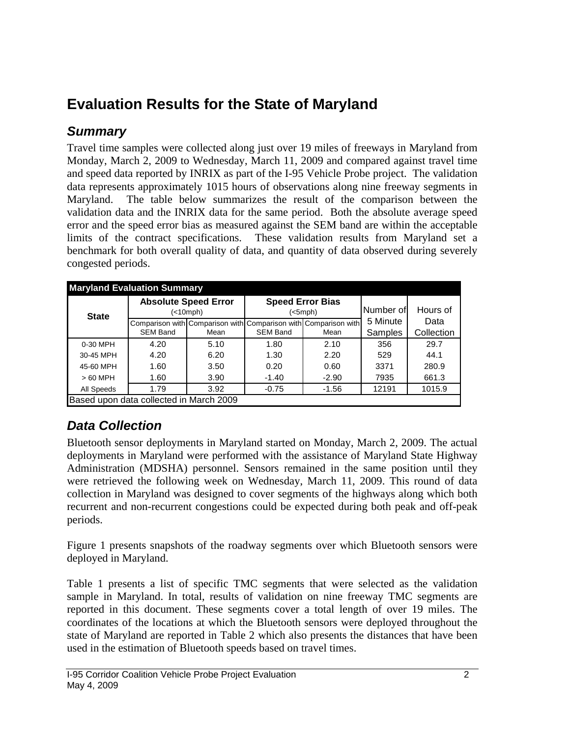# Evaluation Results for the State of Maryland

## *Summary*

Travel time samples were collected along just over 19 miles of freeways in Maryland from Monday, March 2, 2009 to Wednesday, March 11, 2009 and compared against travel time and speed data reported by INRIX as part of the I-95 Vehicle Probe project. The validation data represents approximately 1015 hours of observations along nine freeway segments in Maryland. The table below summarizes the result of the comparison between the validation data and the INRIX data for the same period. Both the absolute average speed error and the speed error bias as measured against the SEM band are within the acceptable limits of the contract specifications. These validation results from Maryland set a benchmark for both overall quality of data, and quantity of data observed during severely congested periods.

| Maryland Evaluation Summary | | | | | | |
|---|---|---|---|---|---|---|
| State | Absolute Speed Error (<10mph) | | Speed Error Bias (<5mph) | | Number of 5 Minute Samples | Hours of Data Collection |
| | Comparison with SEM Band | Comparison with Mean | Comparison with SEM Band | Comparison with Mean | | |
| 0-30 MPH | 4.20 | 5.10 | 1.80 | 2.10 | 356 | 29.7 |
| 30-45 MPH | 4.20 | 6.20 | 1.30 | 2.20 | 529 | 44.1 |
| 45-60 MPH | 1.60 | 3.50 | 0.20 | 0.60 | 3371 | 280.9 |
| > 60 MPH | 1.60 | 3.90 | -1.40 | -2.90 | 7935 | 661.3 |
| All Speeds | 1.79 | 3.92 | -0.75 | -1.56 | 12191 | 1015.9 |
| Based upon data collected in March 2009 | | | | | | |

## *Data Collection*

Bluetooth sensor deployments in Maryland started on Monday, March 2, 2009. The actual deployments in Maryland were performed with the assistance of Maryland State Highway Administration (MDSHA) personnel. Sensors remained in the same position until they were retrieved the following week on Wednesday, March 11, 2009. This round of data collection in Maryland was designed to cover segments of the highways along which both recurrent and non-recurrent congestions could be expected during both peak and off-peak periods.

Figure 1 presents snapshots of the roadway segments over which Bluetooth sensors were deployed in Maryland.

Table 1 presents a list of specific TMC segments that were selected as the validation sample in Maryland. In total, results of validation on nine freeway TMC segments are reported in this document. These segments cover a total length of over 19 miles. The coordinates of the locations at which the Bluetooth sensors were deployed throughout the state of Maryland are reported in Table 2 which also presents the distances that have been used in the estimation of Bluetooth speeds based on travel times.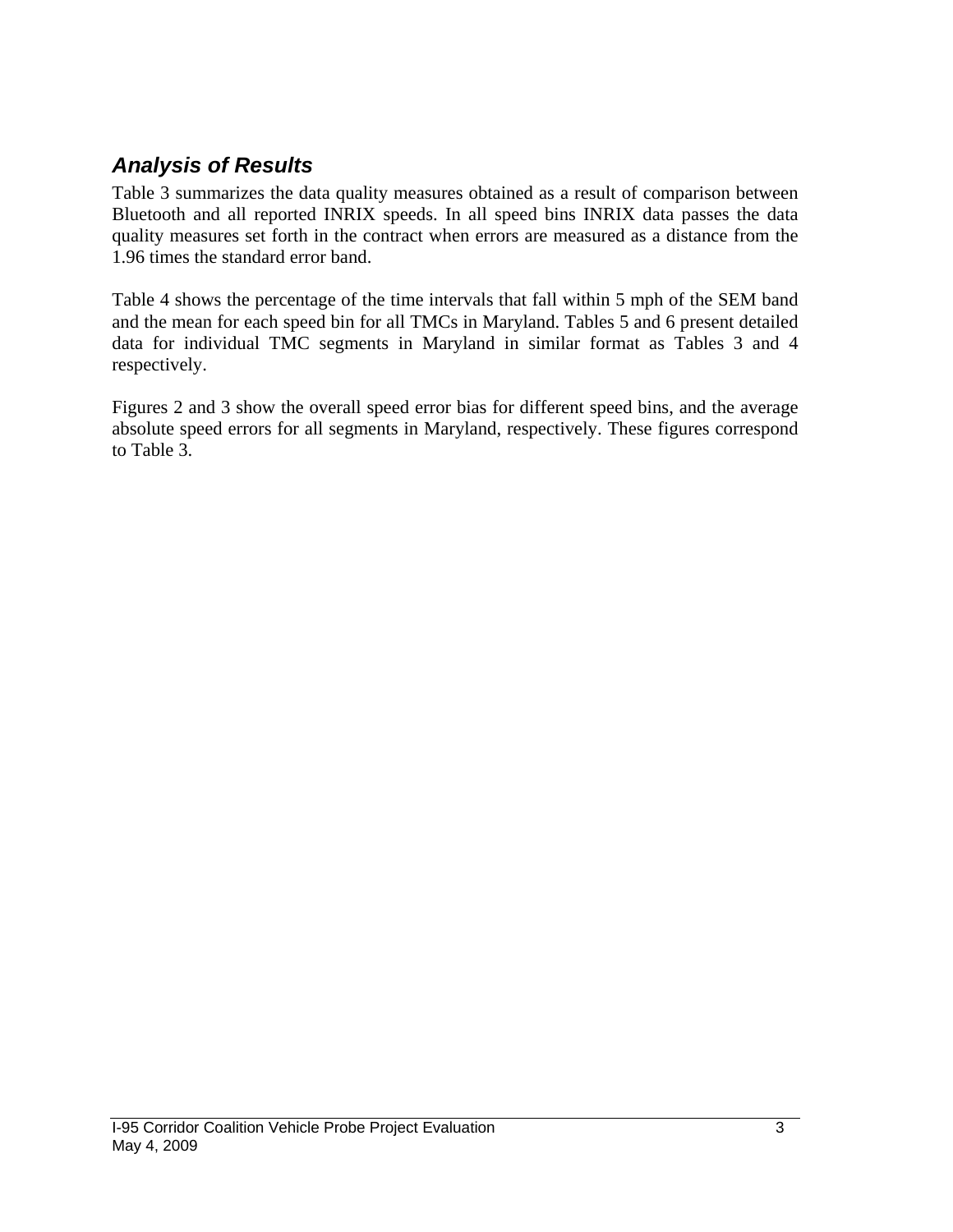### *Analysis of Results*

Table 3 summarizes the data quality measures obtained as a result of comparison between Bluetooth and all reported INRIX speeds. In all speed bins INRIX data passes the data quality measures set forth in the contract when errors are measured as a distance from the 1.96 times the standard error band.

Table 4 shows the percentage of the time intervals that fall within 5 mph of the SEM band and the mean for each speed bin for all TMCs in Maryland. Tables 5 and 6 present detailed data for individual TMC segments in Maryland in similar format as Tables 3 and 4 respectively.

Figures 2 and 3 show the overall speed error bias for different speed bins, and the average absolute speed errors for all segments in Maryland, respectively. These figures correspond to Table 3.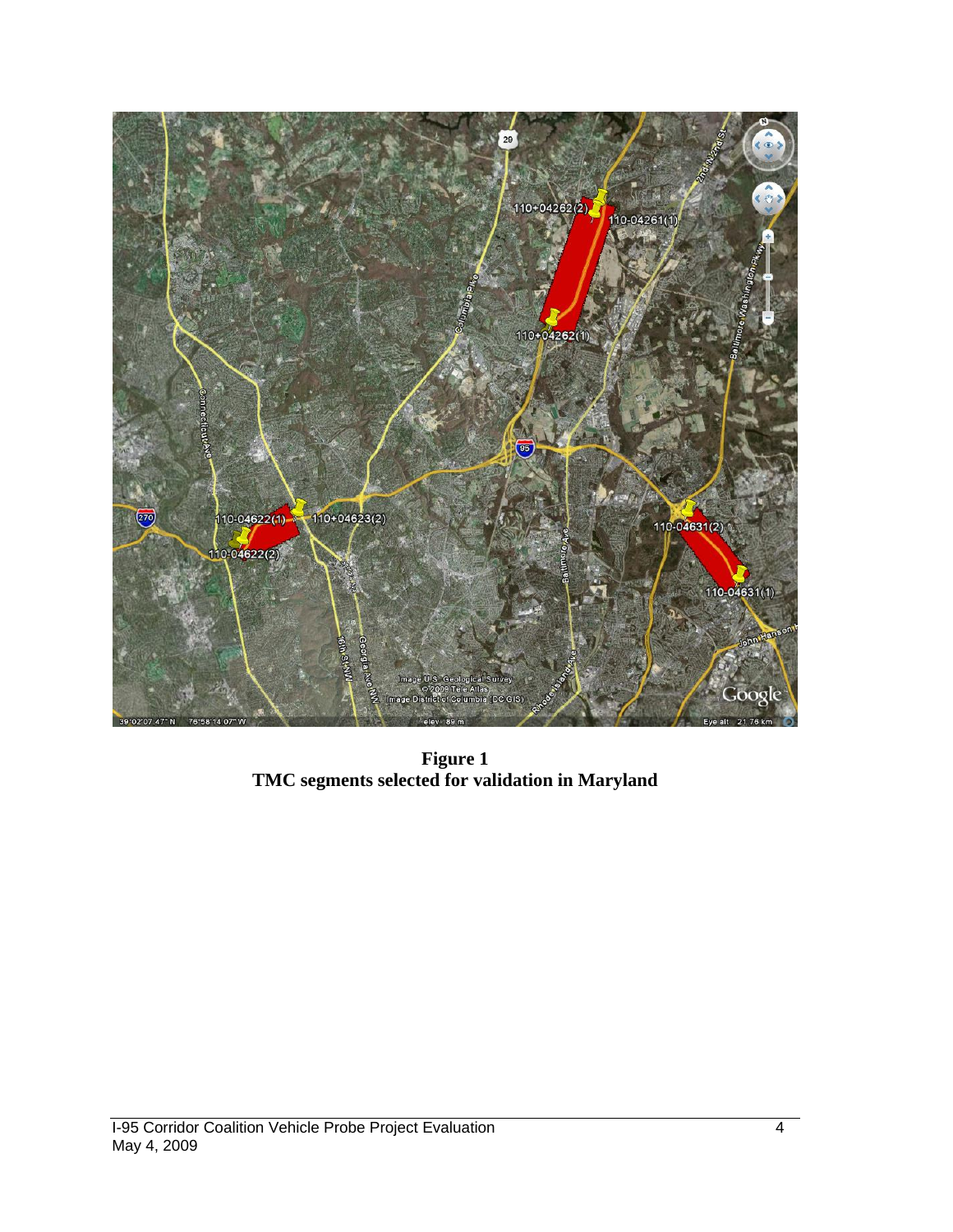**Figure 1**
**TMC segments selected for validation in Maryland**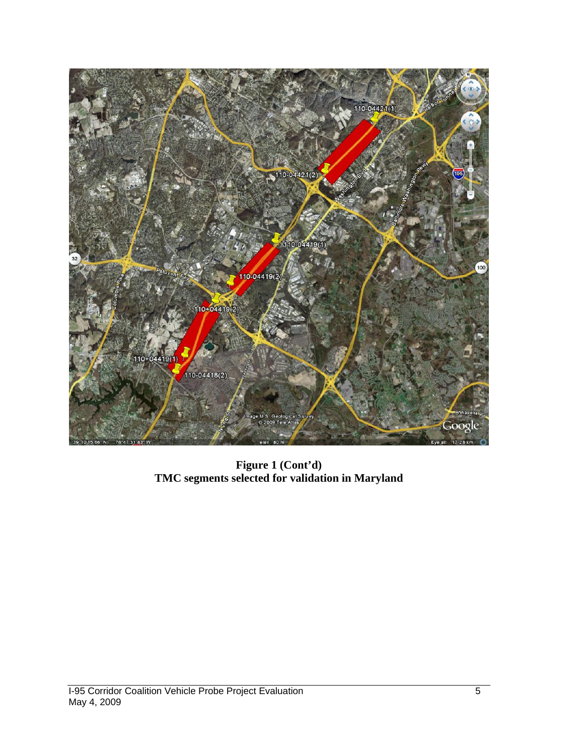**Figure 1 (Cont'd)**
**TMC segments selected for validation in Maryland**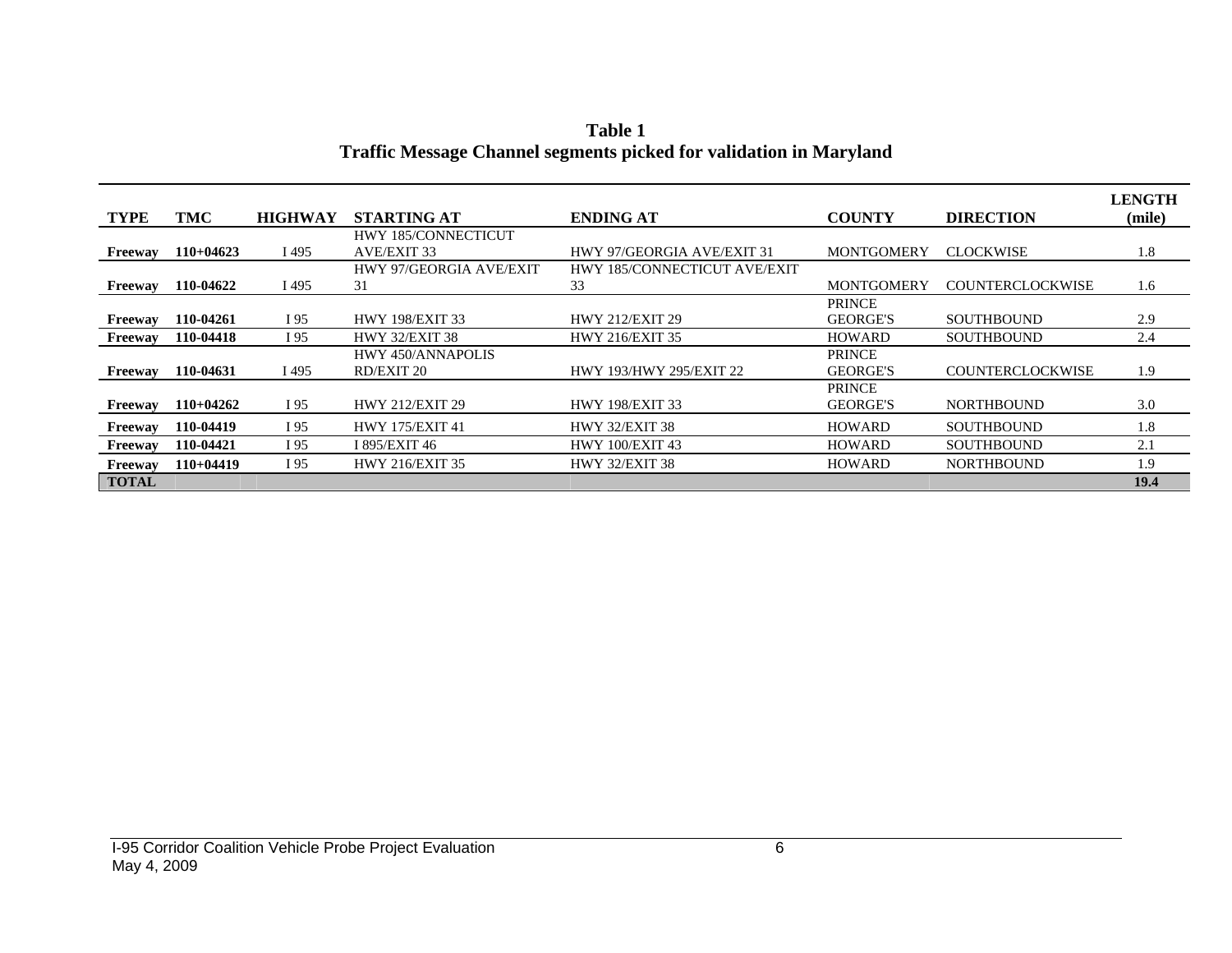**Table 1**
**Traffic Message Channel segments picked for validation in Maryland**

| TYPE | TMC | HIGHWAY | STARTING AT | ENDING AT | COUNTY | DIRECTION | LENGTH (mile) |
|---|---|---|---|---|---|---|---|
| **Freeway** | **110+04623** | I 495 | HWY 185/CONNECTICUT AVE/EXIT 33 | HWY 97/GEORGIA AVE/EXIT 31 | MONTGOMERY | CLOCKWISE | 1.8 |
| **Freeway** | **110-04622** | I 495 | HWY 97/GEORGIA AVE/EXIT 31 | HWY 185/CONNECTICUT AVE/EXIT 33 | MONTGOMERY | COUNTERCLOCKWISE | 1.6 |
| **Freeway** | **110-04261** | I 95 | HWY 198/EXIT 33 | HWY 212/EXIT 29 | PRINCE GEORGE'S | SOUTHBOUND | 2.9 |
| **Freeway** | **110-04418** | I 95 | HWY 32/EXIT 38 | HWY 216/EXIT 35 | HOWARD | SOUTHBOUND | 2.4 |
| **Freeway** | **110-04631** | I 495 | HWY 450/ANNAPOLIS RD/EXIT 20 | HWY 193/HWY 295/EXIT 22 | PRINCE GEORGE'S | COUNTERCLOCKWISE | 1.9 |
| **Freeway** | **110+04262** | I 95 | HWY 212/EXIT 29 | HWY 198/EXIT 33 | PRINCE GEORGE'S | NORTHBOUND | 3.0 |
| **Freeway** | **110-04419** | I 95 | HWY 175/EXIT 41 | HWY 32/EXIT 38 | HOWARD | SOUTHBOUND | 1.8 |
| **Freeway** | **110-04421** | I 95 | I 895/EXIT 46 | HWY 100/EXIT 43 | HOWARD | SOUTHBOUND | 2.1 |
| **Freeway** | **110+04419** | I 95 | HWY 216/EXIT 35 | HWY 32/EXIT 38 | HOWARD | NORTHBOUND | 1.9 |
| **TOTAL** | | | | | | | **19.4** |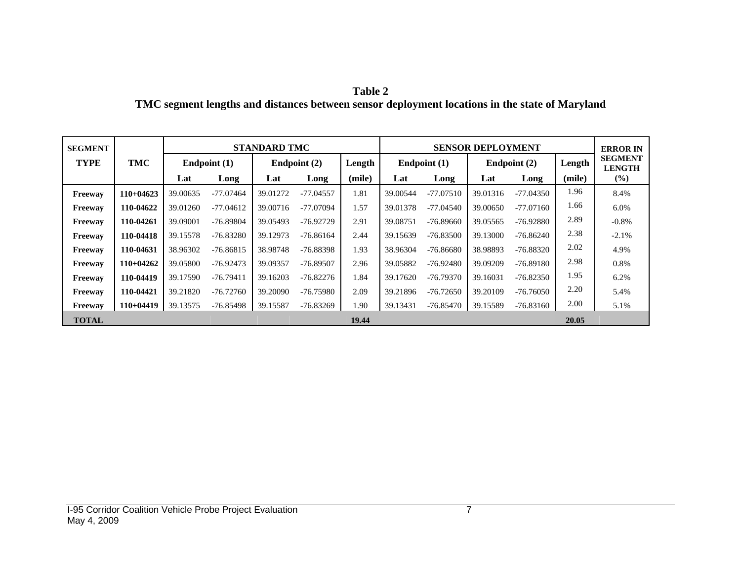**Table 2**
**TMC segment lengths and distances between sensor deployment locations in the state of Maryland**

| SEGMENT TYPE | TMC | STANDARD TMC | | | | | SENSOR DEPLOYMENT | | | | | ERROR IN SEGMENT LENGTH (%) |
|---|---|---|---|---|---|---|---|---|---|---|---|---|
| | | Endpoint (1) | | Endpoint (2) | | Length | Endpoint (1) | | Endpoint (2) | | Length | |
| | | Lat | Long | Lat | Long | (mile) | Lat | Long | Lat | Long | (mile) | |
| Freeway | 110+04623 | 39.00635 | -77.07464 | 39.01272 | -77.04557 | 1.81 | 39.00544 | -77.07510 | 39.01316 | -77.04350 | 1.96 | 8.4% |
| Freeway | 110-04622 | 39.01260 | -77.04612 | 39.00716 | -77.07094 | 1.57 | 39.01378 | -77.04540 | 39.00650 | -77.07160 | 1.66 | 6.0% |
| Freeway | 110-04261 | 39.09001 | -76.89804 | 39.05493 | -76.92729 | 2.91 | 39.08751 | -76.89660 | 39.05565 | -76.92880 | 2.89 | -0.8% |
| Freeway | 110-04418 | 39.15578 | -76.83280 | 39.12973 | -76.86164 | 2.44 | 39.15639 | -76.83500 | 39.13000 | -76.86240 | 2.38 | -2.1% |
| Freeway | 110-04631 | 38.96302 | -76.86815 | 38.98748 | -76.88398 | 1.93 | 38.96304 | -76.86680 | 38.98893 | -76.88320 | 2.02 | 4.9% |
| Freeway | 110+04262 | 39.05800 | -76.92473 | 39.09357 | -76.89507 | 2.96 | 39.05882 | -76.92480 | 39.09209 | -76.89180 | 2.98 | 0.8% |
| Freeway | 110-04419 | 39.17590 | -76.79411 | 39.16203 | -76.82276 | 1.84 | 39.17620 | -76.79370 | 39.16031 | -76.82350 | 1.95 | 6.2% |
| Freeway | 110-04421 | 39.21820 | -76.72760 | 39.20090 | -76.75980 | 2.09 | 39.21896 | -76.72650 | 39.20109 | -76.76050 | 2.20 | 5.4% |
| Freeway | 110+04419 | 39.13575 | -76.85498 | 39.15587 | -76.83269 | 1.90 | 39.13431 | -76.85470 | 39.15589 | -76.83160 | 2.00 | 5.1% |
| **TOTAL** | | | | | | **19.44** | | | | | **20.05** | |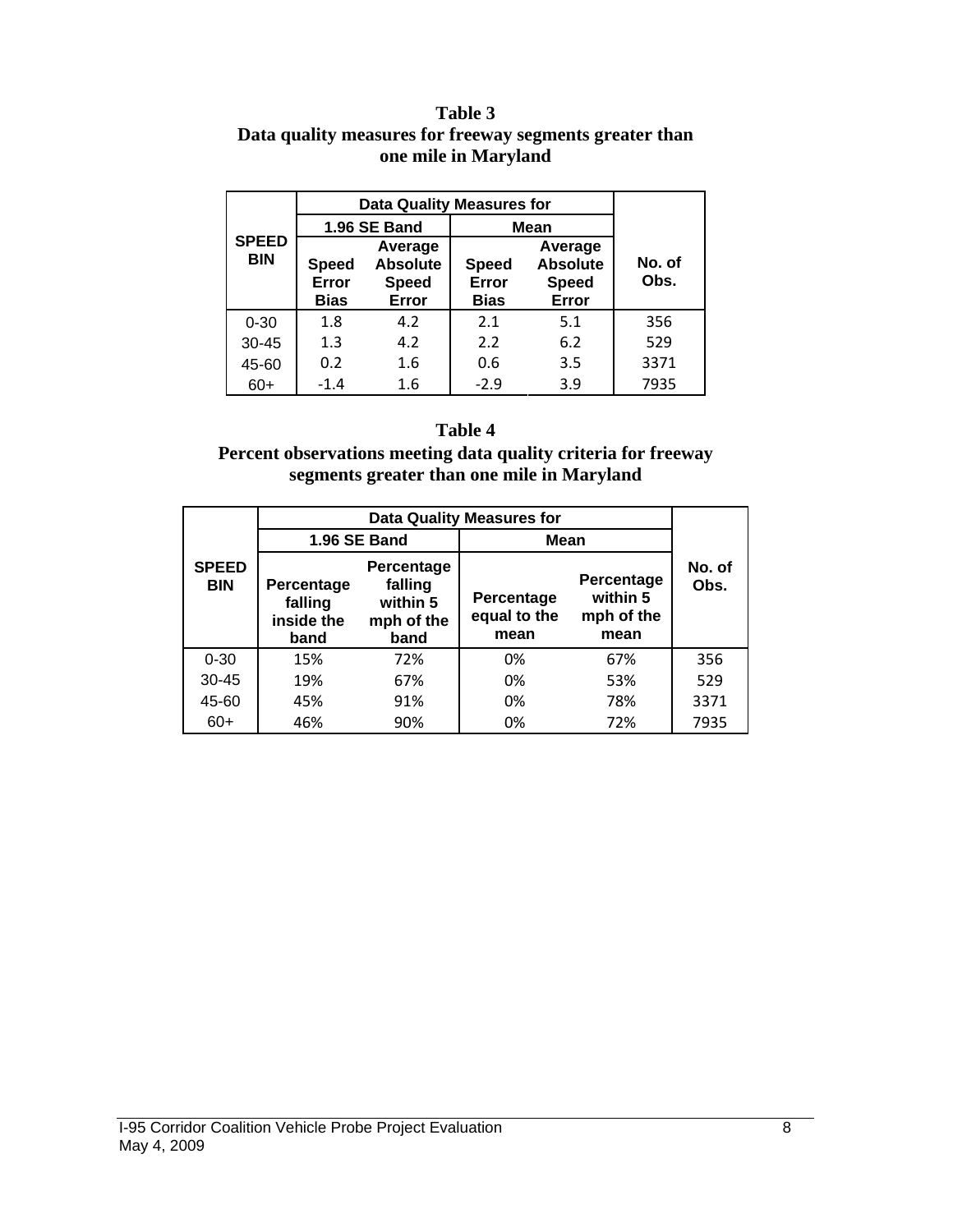**Table 3**
**Data quality measures for freeway segments greater than one mile in Maryland**

| SPEED BIN | Data Quality Measures for | | | | No. of Obs. |
|---|---|---|---|---|---|
| | 1.96 SE Band | | Mean | | |
| | Speed Error Bias | Average Absolute Speed Error | Speed Error Bias | Average Absolute Speed Error | |
| 0-30 | 1.8 | 4.2 | 2.1 | 5.1 | 356 |
| 30-45 | 1.3 | 4.2 | 2.2 | 6.2 | 529 |
| 45-60 | 0.2 | 1.6 | 0.6 | 3.5 | 3371 |
| 60+ | -1.4 | 1.6 | -2.9 | 3.9 | 7935 |

**Table 4**
**Percent observations meeting data quality criteria for freeway segments greater than one mile in Maryland**

| SPEED BIN | Data Quality Measures for | | | | No. of Obs. |
|---|---|---|---|---|---|
| | 1.96 SE Band | | Mean | | |
| | Percentage falling inside the band | Percentage falling within 5 mph of the band | Percentage equal to the mean | Percentage within 5 mph of the mean | |
| 0-30 | 15% | 72% | 0% | 67% | 356 |
| 30-45 | 19% | 67% | 0% | 53% | 529 |
| 45-60 | 45% | 91% | 0% | 78% | 3371 |
| 60+ | 46% | 90% | 0% | 72% | 7935 |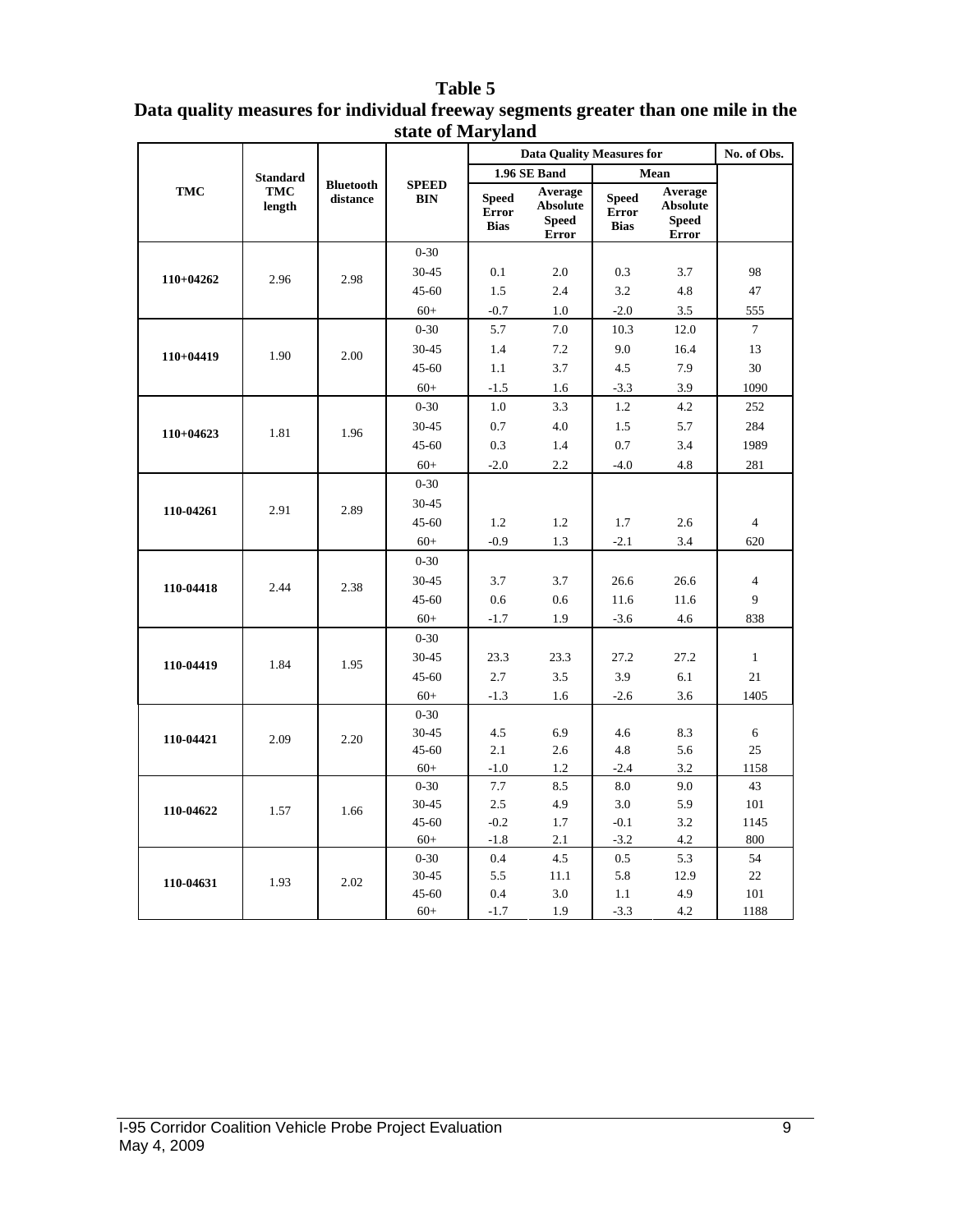**Table 5**
**Data quality measures for individual freeway segments greater than one mile in the state of Maryland**

| TMC | Standard TMC length | Bluetooth distance | SPEED BIN | Data Quality Measures for | | | | No. of Obs. |
|---|---|---|---|---|---|---|---|---|
| | | | | 1.96 SE Band | | Mean | | |
| | | | | Speed Error Bias | Average Absolute Speed Error | Speed Error Bias | Average Absolute Speed Error | |
| 110+04262 | 2.96 | 2.98 | 0-30 | | | | | |
| | | | 30-45 | 0.1 | 2.0 | 0.3 | 3.7 | 98 |
| | | | 45-60 | 1.5 | 2.4 | 3.2 | 4.8 | 47 |
| | | | 60+ | -0.7 | 1.0 | -2.0 | 3.5 | 555 |
| 110+04419 | 1.90 | 2.00 | 0-30 | 5.7 | 7.0 | 10.3 | 12.0 | 7 |
| | | | 30-45 | 1.4 | 7.2 | 9.0 | 16.4 | 13 |
| | | | 45-60 | 1.1 | 3.7 | 4.5 | 7.9 | 30 |
| | | | 60+ | -1.5 | 1.6 | -3.3 | 3.9 | 1090 |
| 110+04623 | 1.81 | 1.96 | 0-30 | 1.0 | 3.3 | 1.2 | 4.2 | 252 |
| | | | 30-45 | 0.7 | 4.0 | 1.5 | 5.7 | 284 |
| | | | 45-60 | 0.3 | 1.4 | 0.7 | 3.4 | 1989 |
| | | | 60+ | -2.0 | 2.2 | -4.0 | 4.8 | 281 |
| 110-04261 | 2.91 | 2.89 | 0-30 | | | | | |
| | | | 30-45 | | | | | |
| | | | 45-60 | 1.2 | 1.2 | 1.7 | 2.6 | 4 |
| | | | 60+ | -0.9 | 1.3 | -2.1 | 3.4 | 620 |
| 110-04418 | 2.44 | 2.38 | 0-30 | | | | | |
| | | | 30-45 | 3.7 | 3.7 | 26.6 | 26.6 | 4 |
| | | | 45-60 | 0.6 | 0.6 | 11.6 | 11.6 | 9 |
| | | | 60+ | -1.7 | 1.9 | -3.6 | 4.6 | 838 |
| 110-04419 | 1.84 | 1.95 | 0-30 | | | | | |
| | | | 30-45 | 23.3 | 23.3 | 27.2 | 27.2 | 1 |
| | | | 45-60 | 2.7 | 3.5 | 3.9 | 6.1 | 21 |
| | | | 60+ | -1.3 | 1.6 | -2.6 | 3.6 | 1405 |
| 110-04421 | 2.09 | 2.20 | 0-30 | | | | | |
| | | | 30-45 | 4.5 | 6.9 | 4.6 | 8.3 | 6 |
| | | | 45-60 | 2.1 | 2.6 | 4.8 | 5.6 | 25 |
| | | | 60+ | -1.0 | 1.2 | -2.4 | 3.2 | 1158 |
| 110-04622 | 1.57 | 1.66 | 0-30 | 7.7 | 8.5 | 8.0 | 9.0 | 43 |
| | | | 30-45 | 2.5 | 4.9 | 3.0 | 5.9 | 101 |
| | | | 45-60 | -0.2 | 1.7 | -0.1 | 3.2 | 1145 |
| | | | 60+ | -1.8 | 2.1 | -3.2 | 4.2 | 800 |
| 110-04631 | 1.93 | 2.02 | 0-30 | 0.4 | 4.5 | 0.5 | 5.3 | 54 |
| | | | 30-45 | 5.5 | 11.1 | 5.8 | 12.9 | 22 |
| | | | 45-60 | 0.4 | 3.0 | 1.1 | 4.9 | 101 |
| | | | 60+ | -1.7 | 1.9 | -3.3 | 4.2 | 1188 |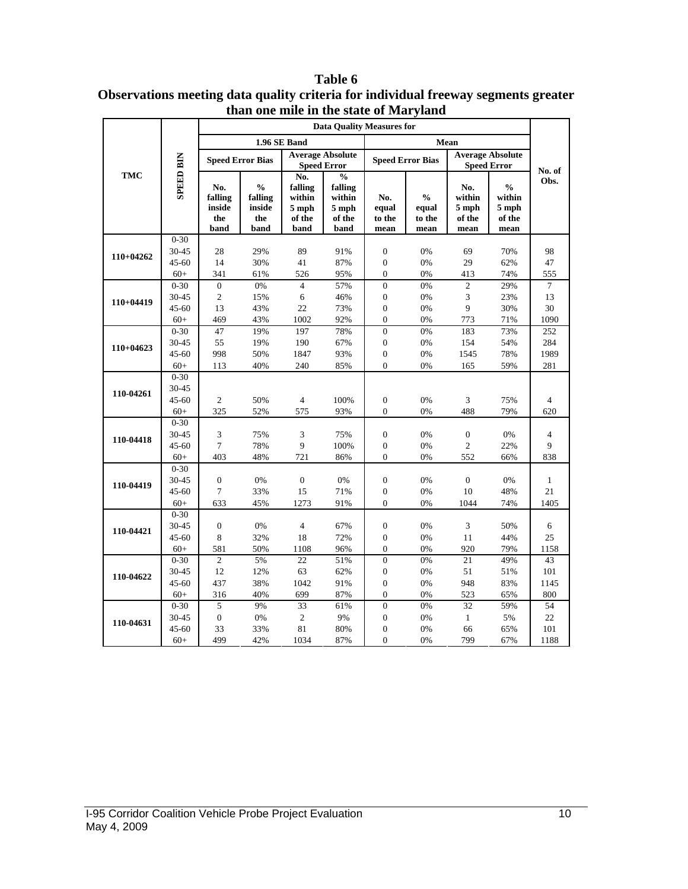**Table 6**
**Observations meeting data quality criteria for individual freeway segments greater than one mile in the state of Maryland**

| TMC | SPEED BIN | Data Quality Measures for | | | | | | | | No. of Obs. |
|---|---|---|---|---|---|---|---|---|---|---|
| | | 1.96 SE Band | | | | Mean | | | | |
| | | Speed Error Bias | | Average Absolute Speed Error | | Speed Error Bias | | Average Absolute Speed Error | | |
| | | No. falling inside the band | % falling inside the band | No. falling within 5 mph of the band | % falling within 5 mph of the band | No. equal to the mean | % equal to the mean | No. within 5 mph of the mean | % within 5 mph of the mean | |
| 110+04262 | 0-30 | | | | | | | | | |
| | 30-45 | 28 | 29% | 89 | 91% | 0 | 0% | 69 | 70% | 98 |
| | 45-60 | 14 | 30% | 41 | 87% | 0 | 0% | 29 | 62% | 47 |
| | 60+ | 341 | 61% | 526 | 95% | 0 | 0% | 413 | 74% | 555 |
| 110+04419 | 0-30 | 0 | 0% | 4 | 57% | 0 | 0% | 2 | 29% | 7 |
| | 30-45 | 2 | 15% | 6 | 46% | 0 | 0% | 3 | 23% | 13 |
| | 45-60 | 13 | 43% | 22 | 73% | 0 | 0% | 9 | 30% | 30 |
| | 60+ | 469 | 43% | 1002 | 92% | 0 | 0% | 773 | 71% | 1090 |
| 110+04623 | 0-30 | 47 | 19% | 197 | 78% | 0 | 0% | 183 | 73% | 252 |
| | 30-45 | 55 | 19% | 190 | 67% | 0 | 0% | 154 | 54% | 284 |
| | 45-60 | 998 | 50% | 1847 | 93% | 0 | 0% | 1545 | 78% | 1989 |
| | 60+ | 113 | 40% | 240 | 85% | 0 | 0% | 165 | 59% | 281 |
| 110-04261 | 0-30 | | | | | | | | | |
| | 30-45 | | | | | | | | | |
| | 45-60 | 2 | 50% | 4 | 100% | 0 | 0% | 3 | 75% | 4 |
| | 60+ | 325 | 52% | 575 | 93% | 0 | 0% | 488 | 79% | 620 |
| 110-04418 | 0-30 | | | | | | | | | |
| | 30-45 | 3 | 75% | 3 | 75% | 0 | 0% | 0 | 0% | 4 |
| | 45-60 | 7 | 78% | 9 | 100% | 0 | 0% | 2 | 22% | 9 |
| | 60+ | 403 | 48% | 721 | 86% | 0 | 0% | 552 | 66% | 838 |
| 110-04419 | 0-30 | | | | | | | | | |
| | 30-45 | 0 | 0% | 0 | 0% | 0 | 0% | 0 | 0% | 1 |
| | 45-60 | 7 | 33% | 15 | 71% | 0 | 0% | 10 | 48% | 21 |
| | 60+ | 633 | 45% | 1273 | 91% | 0 | 0% | 1044 | 74% | 1405 |
| 110-04421 | 0-30 | | | | | | | | | |
| | 30-45 | 0 | 0% | 4 | 67% | 0 | 0% | 3 | 50% | 6 |
| | 45-60 | 8 | 32% | 18 | 72% | 0 | 0% | 11 | 44% | 25 |
| | 60+ | 581 | 50% | 1108 | 96% | 0 | 0% | 920 | 79% | 1158 |
| 110-04622 | 0-30 | 2 | 5% | 22 | 51% | 0 | 0% | 21 | 49% | 43 |
| | 30-45 | 12 | 12% | 63 | 62% | 0 | 0% | 51 | 51% | 101 |
| | 45-60 | 437 | 38% | 1042 | 91% | 0 | 0% | 948 | 83% | 1145 |
| | 60+ | 316 | 40% | 699 | 87% | 0 | 0% | 523 | 65% | 800 |
| 110-04631 | 0-30 | 5 | 9% | 33 | 61% | 0 | 0% | 32 | 59% | 54 |
| | 30-45 | 0 | 0% | 2 | 9% | 0 | 0% | 1 | 5% | 22 |
| | 45-60 | 33 | 33% | 81 | 80% | 0 | 0% | 66 | 65% | 101 |
| | 60+ | 499 | 42% | 1034 | 87% | 0 | 0% | 799 | 67% | 1188 |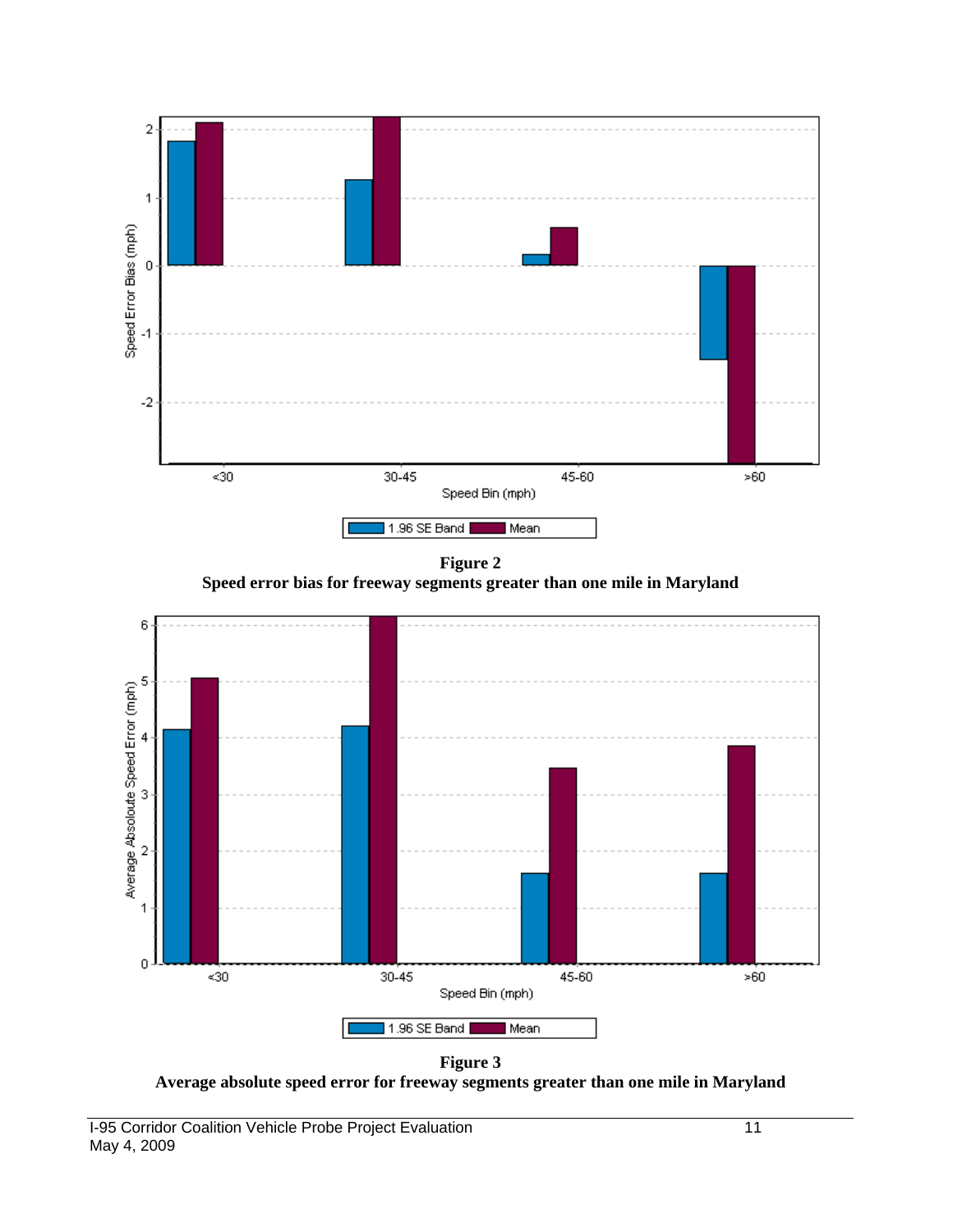2
1
0
-1
-2
Speed Error Bias (mph)
<30
30-45
45-60
>60
Speed Bin (mph)
1.96 SE Band
Mean

**Figure 2**
**Speed error bias for freeway segments greater than one mile in Maryland**

6
5
4
3
2
1
0
Average Absoloute Speed Error (mph)
<30
30-45
45-60
>60
Speed Bin (mph)
1.96 SE Band
Mean

**Figure 3**
**Average absolute speed error for freeway segments greater than one mile in Maryland**